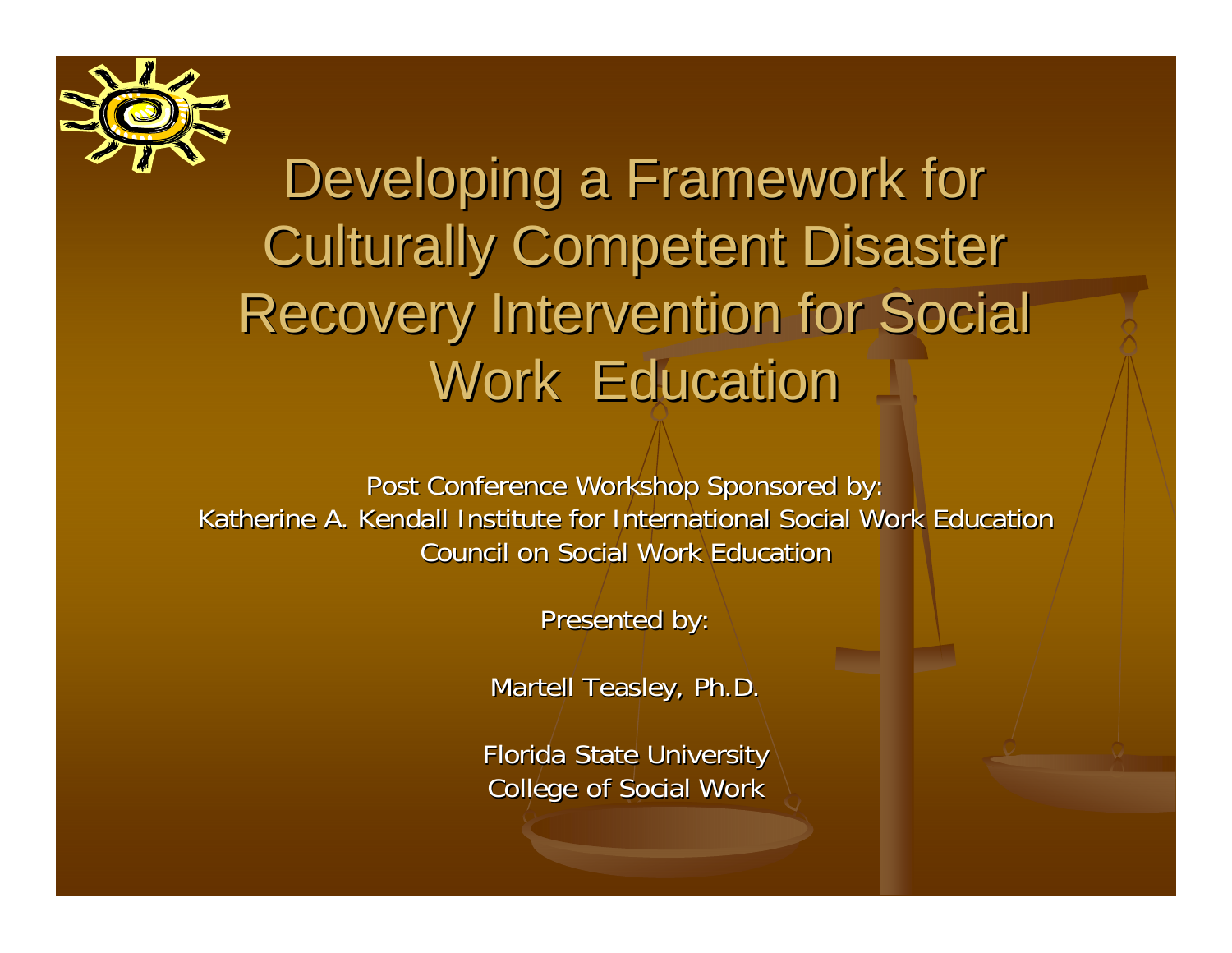# Developing a Framework for Culturally Competent Disaster Recovery Intervention for Social Work Education

Post Conference Workshop Sponsored by:
Katherine A. Kendall Institute for International Social Work Education
Council on Social Work Education

Presented by:

Martell Teasley, Ph.D.

Florida State University
College of Social Work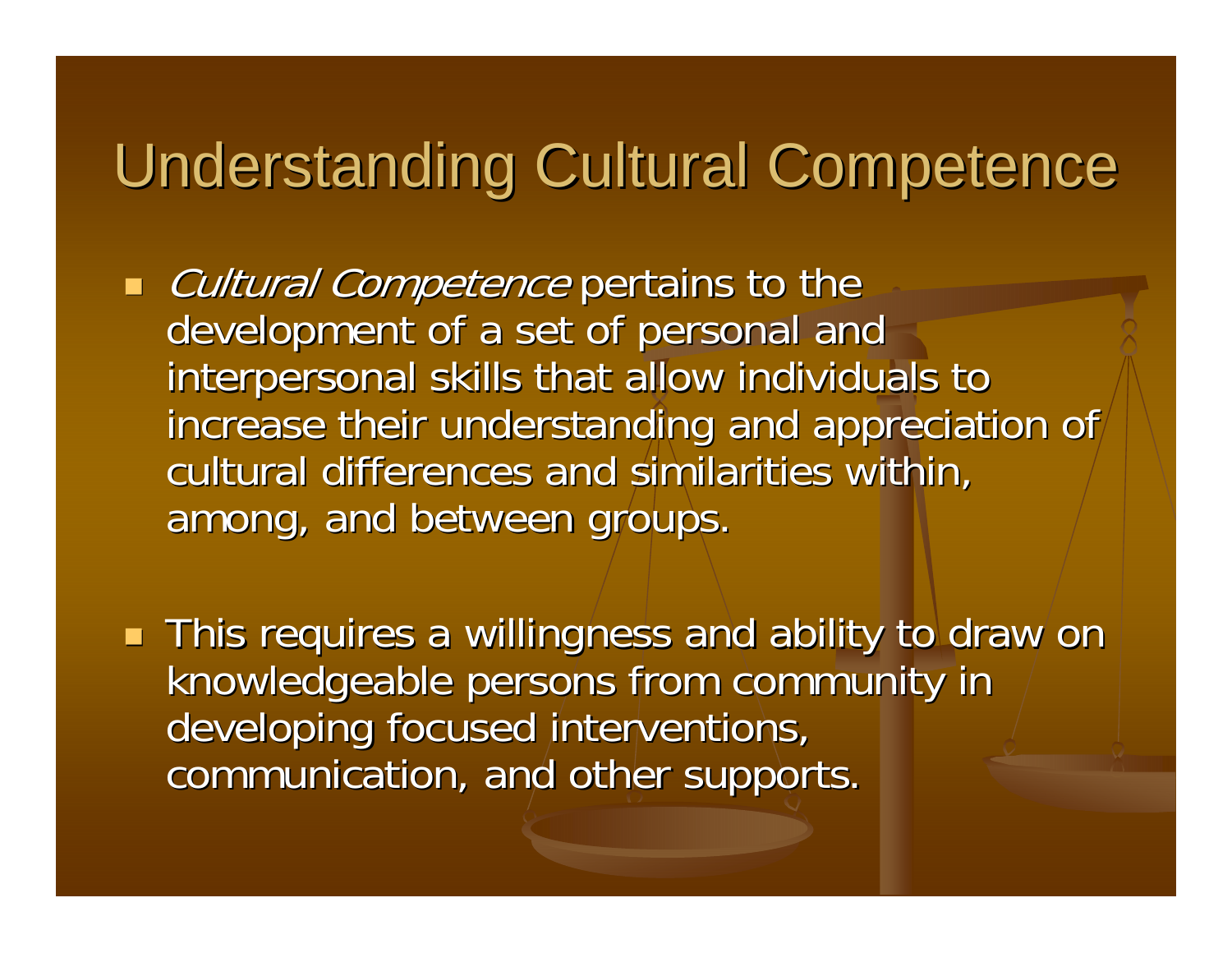# Understanding Cultural Competence

- *Cultural Competence* pertains to the development of a set of personal and interpersonal skills that allow individuals to increase their understanding and appreciation of cultural differences and similarities within, among, and between groups.

- This requires a willingness and ability to draw on knowledgeable persons from community in developing focused interventions, communication, and other supports.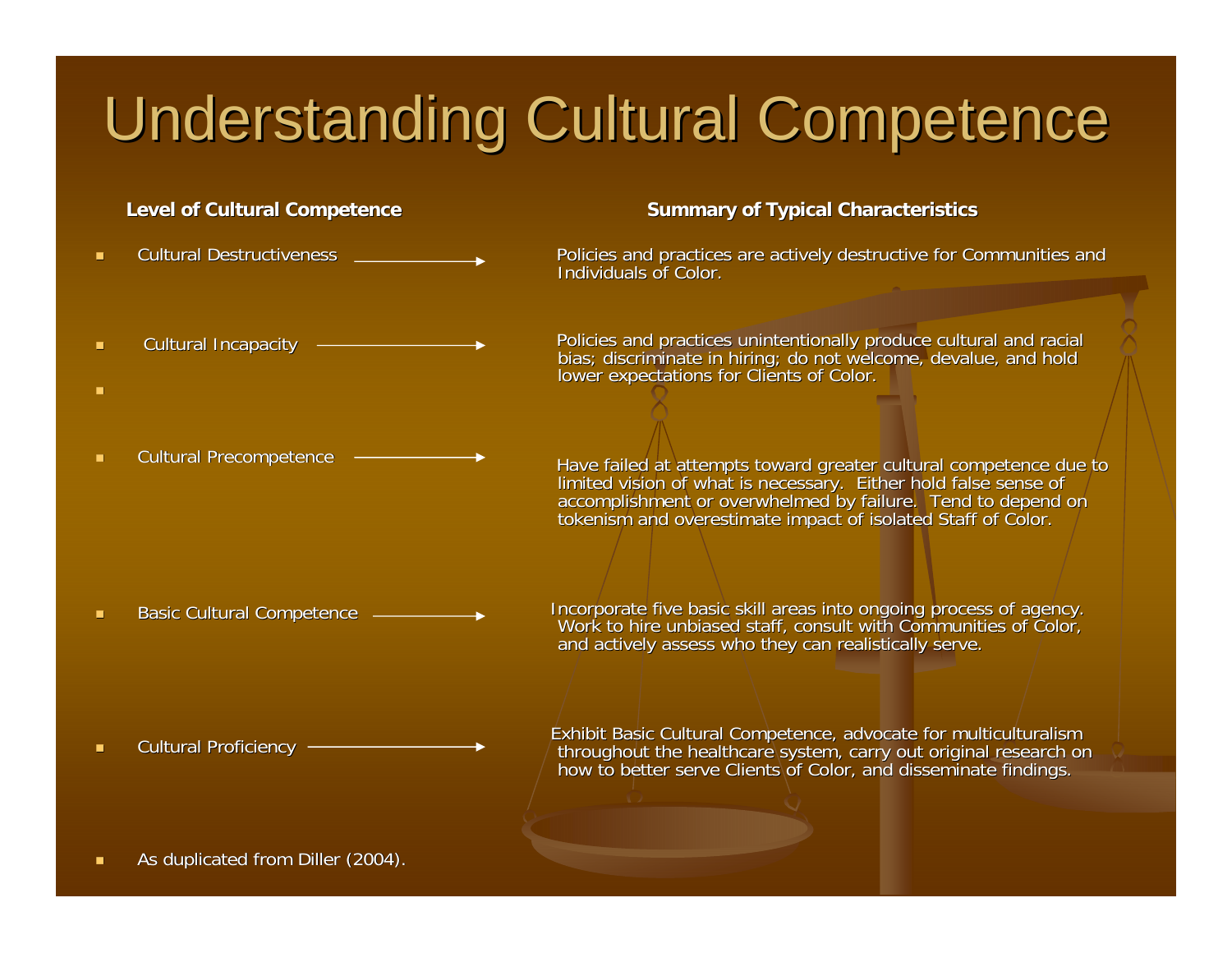# Understanding Cultural Competence

| Level of Cultural Competence | Summary of Typical Characteristics |
| --- | --- |
| Cultural Destructiveness | Policies and practices are actively destructive for Communities and Individuals of Color. |
| Cultural Incapacity | Policies and practices unintentionally produce cultural and racial bias; discriminate in hiring; do not welcome, devalue, and hold lower expectations for Clients of Color. |
| Cultural Precompetence | Have failed at attempts toward greater cultural competence due to limited vision of what is necessary. Either hold false sense of accomplishment or overwhelmed by failure. Tend to depend on tokenism and overestimate impact of isolated Staff of Color. |
| Basic Cultural Competence | Incorporate five basic skill areas into ongoing process of agency. Work to hire unbiased staff, consult with Communities of Color, and actively assess who they can realistically serve. |
| Cultural Proficiency | Exhibit Basic Cultural Competence, advocate for multiculturalism throughout the healthcare system, carry out original research on how to better serve Clients of Color, and disseminate findings. |

- As duplicated from Diller (2004).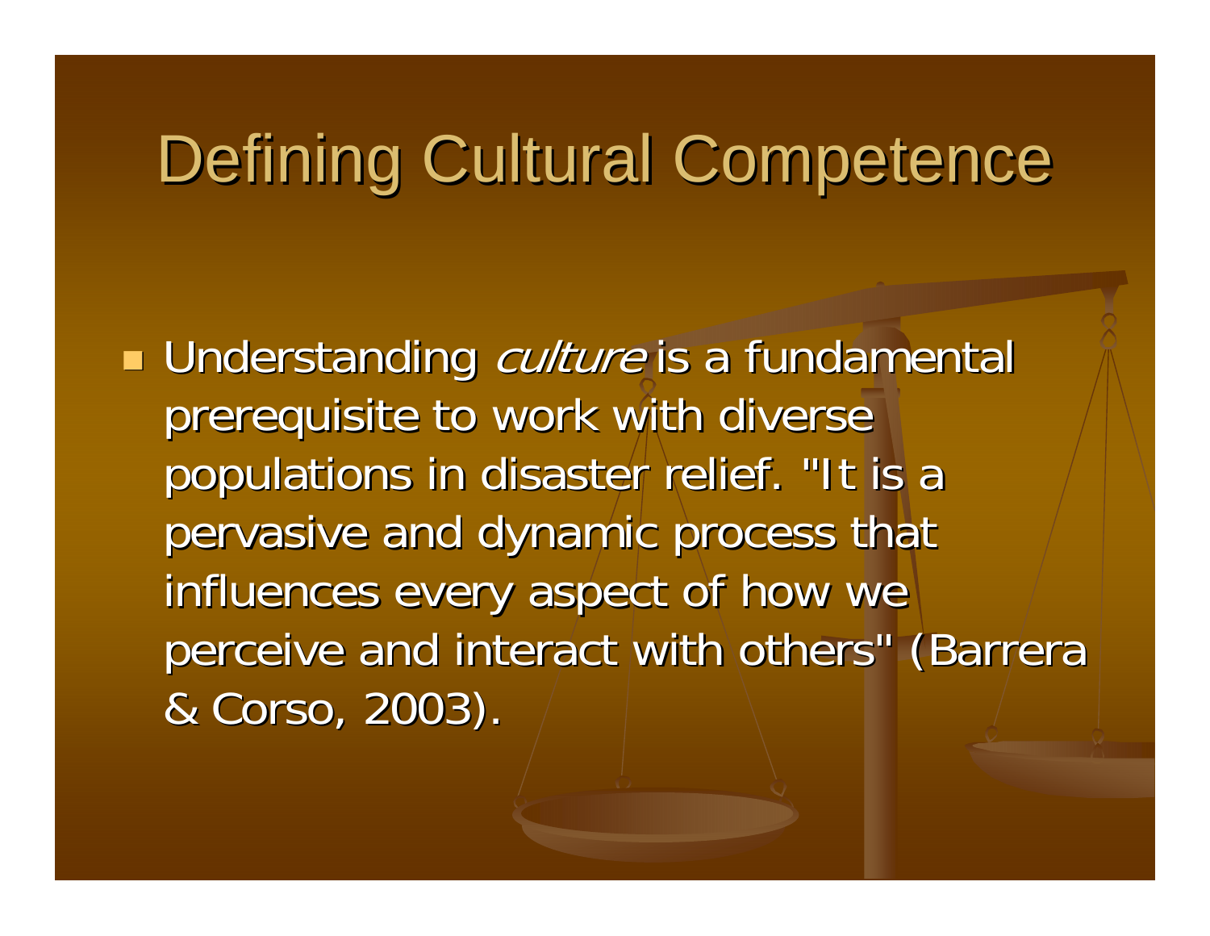# Defining Cultural Competence

- Understanding *culture* is a fundamental prerequisite to work with diverse populations in disaster relief. "It is a pervasive and dynamic process that influences every aspect of how we perceive and interact with others" (Barrera & Corso, 2003).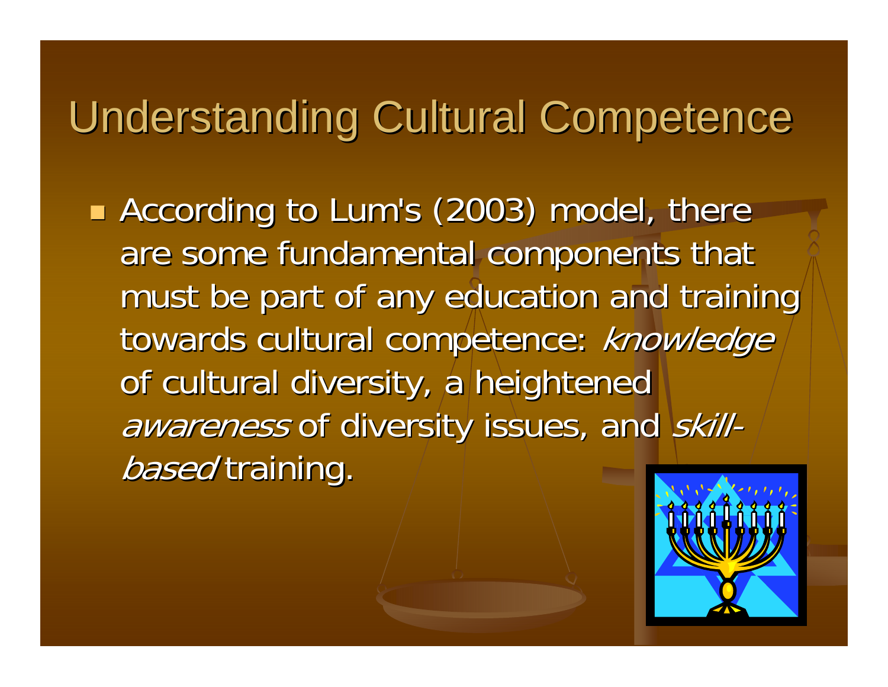# Understanding Cultural Competence

- According to Lum's (2003) model, there are some fundamental components that must be part of any education and training towards cultural competence: *knowledge* of cultural diversity, a heightened *awareness* of diversity issues, and *skill-based* training.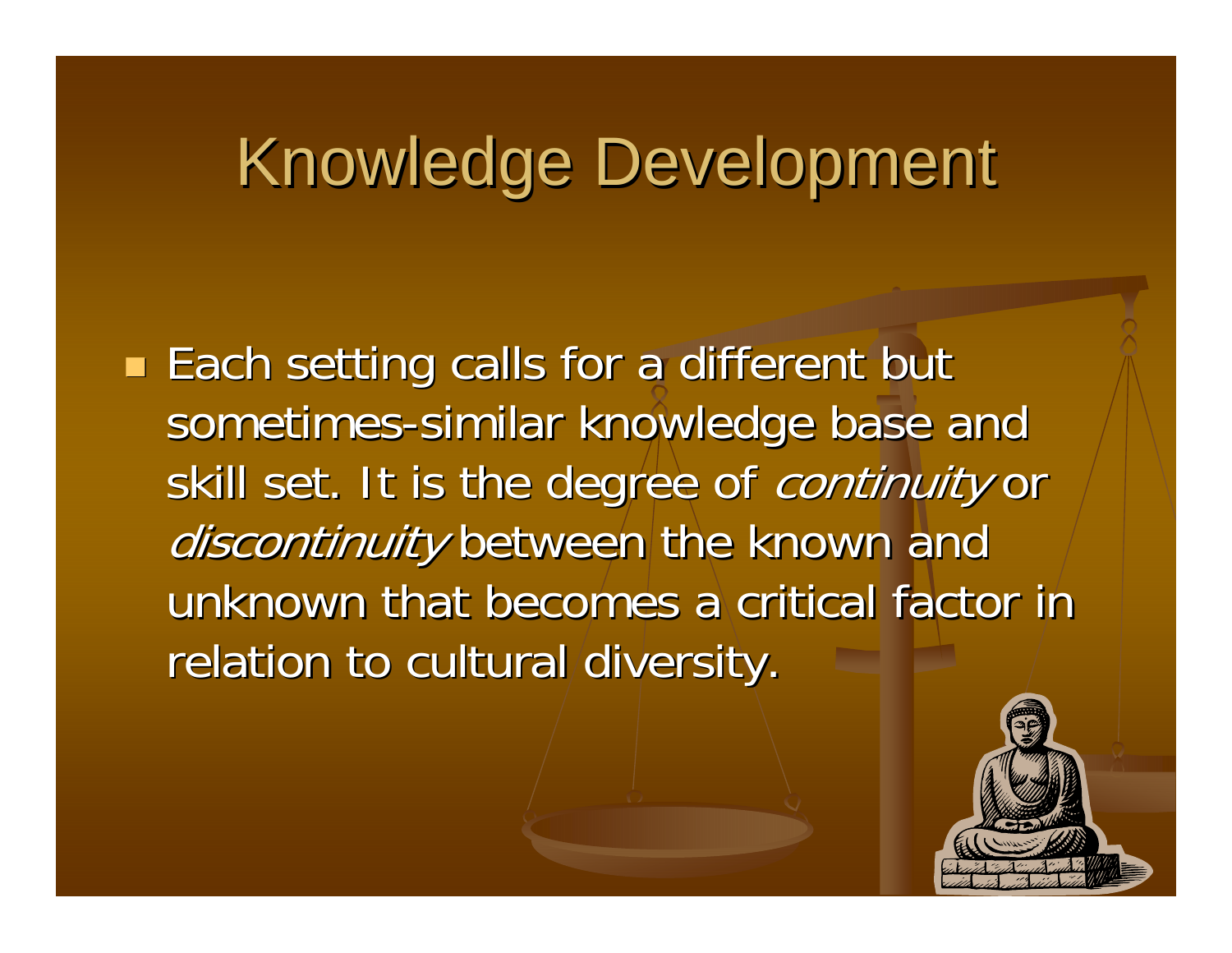# Knowledge Development

- Each setting calls for a different but sometimes-similar knowledge base and skill set. It is the degree of *continuity* or *discontinuity* between the known and unknown that becomes a critical factor in relation to cultural diversity.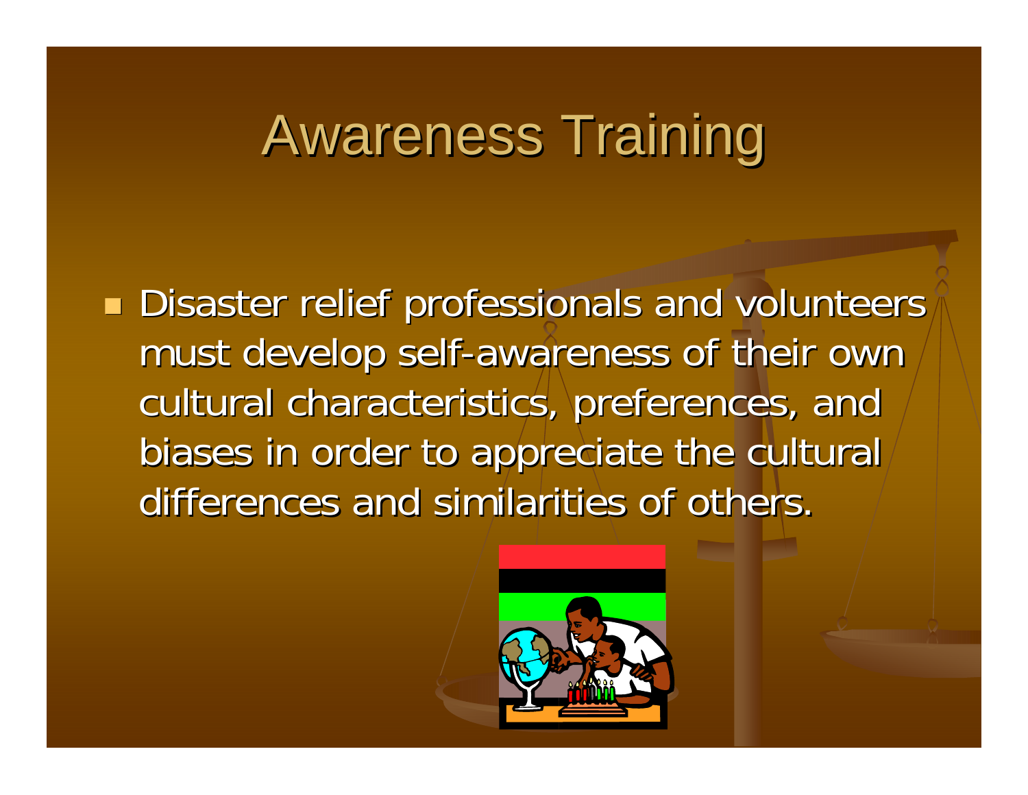# Awareness Training

- Disaster relief professionals and volunteers must develop self-awareness of their own cultural characteristics, preferences, and biases in order to appreciate the cultural differences and similarities of others.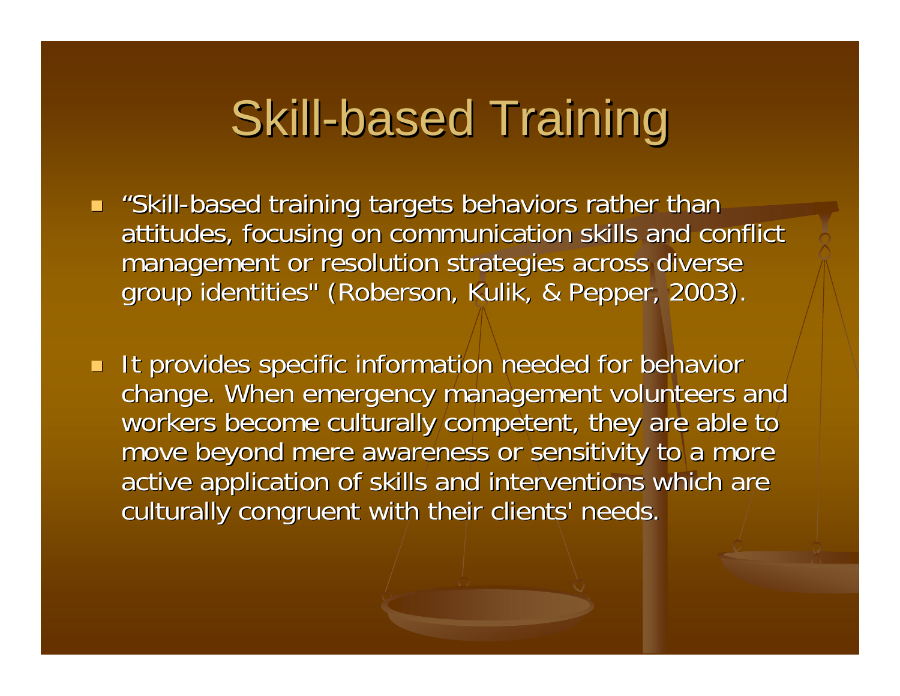# Skill-based Training

- "Skill-based training targets behaviors rather than attitudes, focusing on communication skills and conflict management or resolution strategies across diverse group identities" (Roberson, Kulik, & Pepper, 2003).
- It provides specific information needed for behavior change. When emergency management volunteers and workers become culturally competent, they are able to move beyond mere awareness or sensitivity to a more active application of skills and interventions which are culturally congruent with their clients' needs.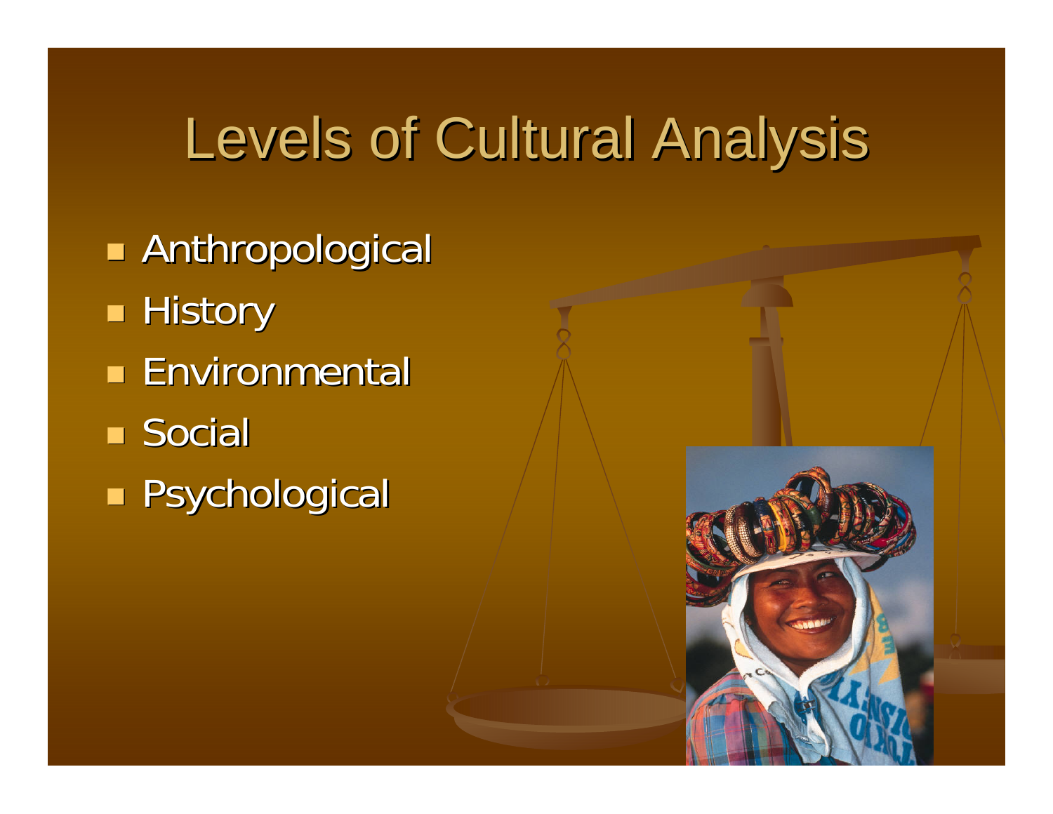# Levels of Cultural Analysis

- Anthropological
- History
- Environmental
- Social
- Psychological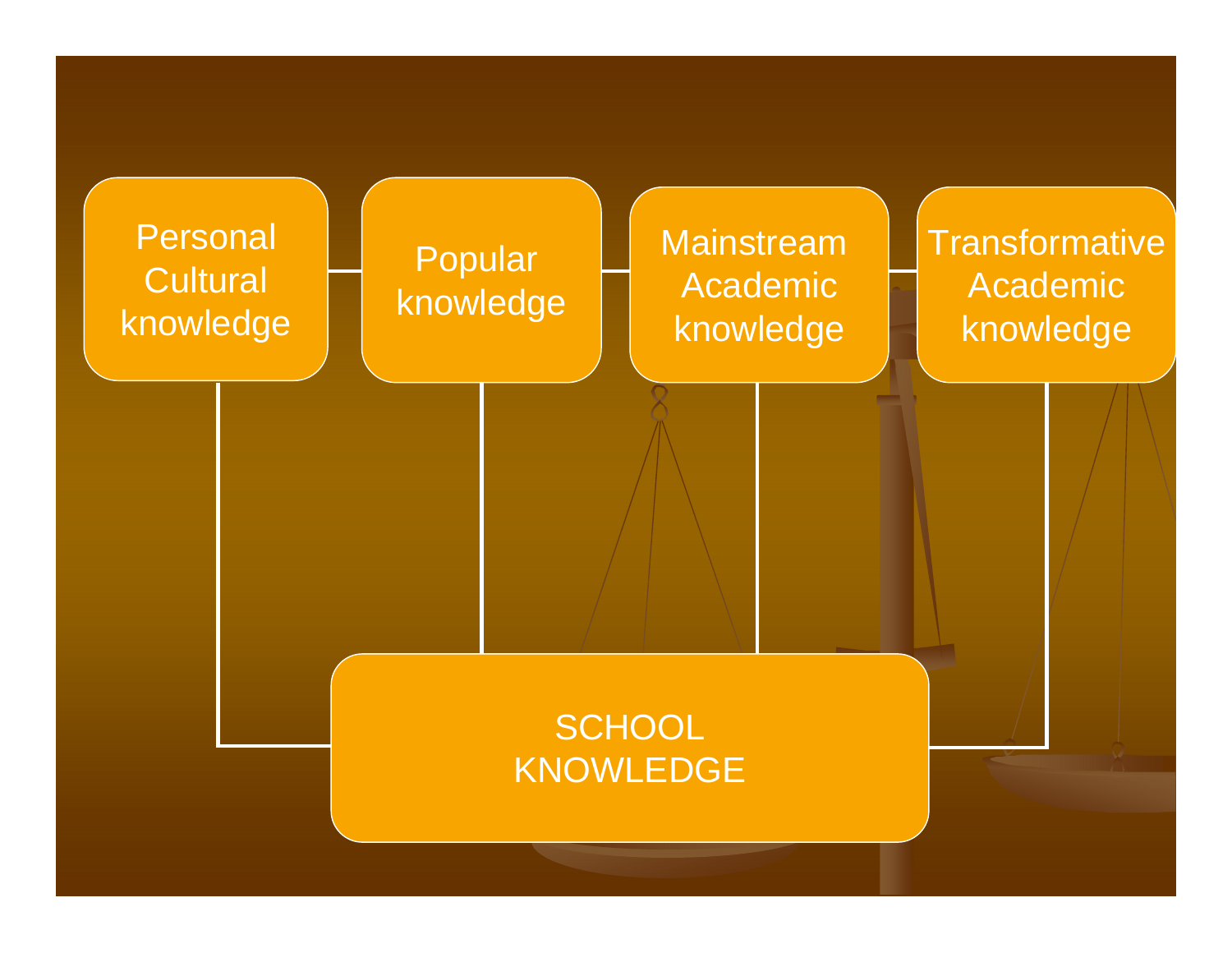Personal Cultural knowledge

Popular knowledge

Mainstream Academic knowledge

Transformative Academic knowledge

SCHOOL KNOWLEDGE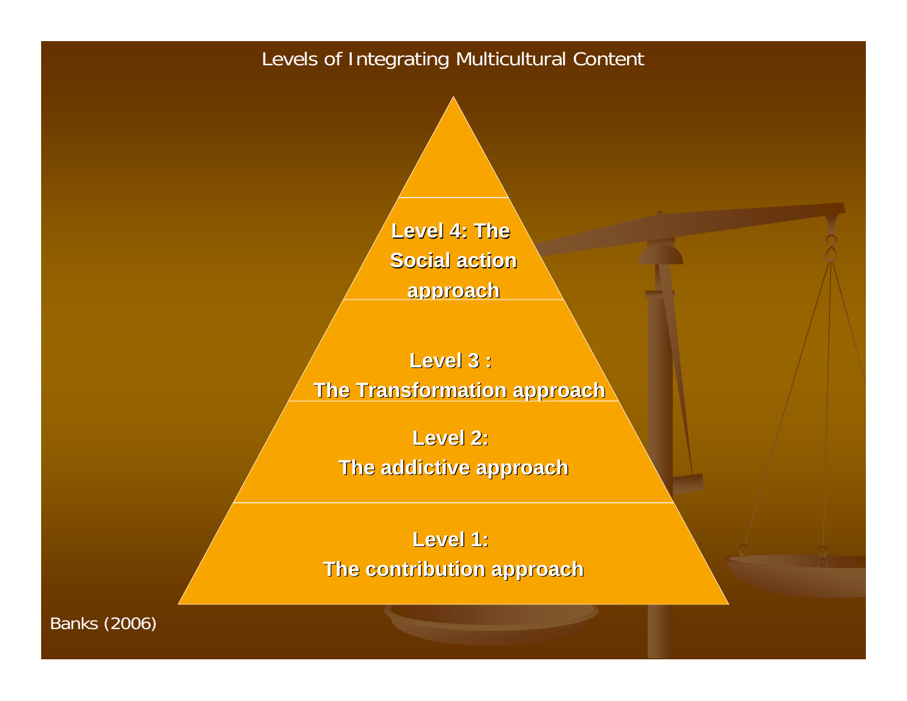# Levels of Integrating Multicultural Content

**Level 4: The Social action approach**

**Level 3 : The Transformation approach**

**Level 2: The addictive approach**

**Level 1: The contribution approach**

Banks (2006)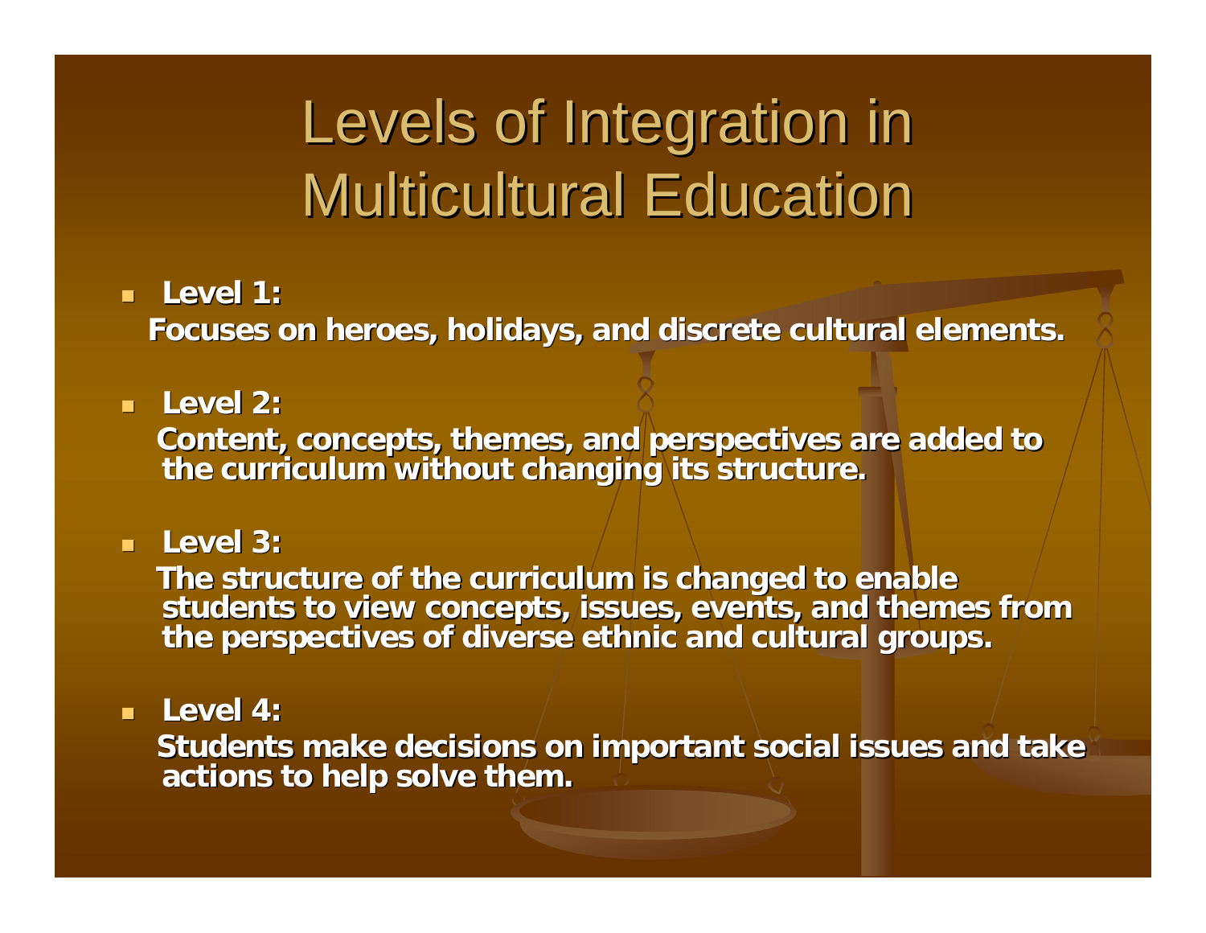# Levels of Integration in Multicultural Education

- **Level 1:**

  **Focuses on heroes, holidays, and discrete cultural elements.**

- **Level 2:**

  **Content, concepts, themes, and perspectives are added to the curriculum without changing its structure.**

- **Level 3:**

  **The structure of the curriculum is changed to enable students to view concepts, issues, events, and themes from the perspectives of diverse ethnic and cultural groups.**

- **Level 4:**

  **Students make decisions on important social issues and take actions to help solve them.**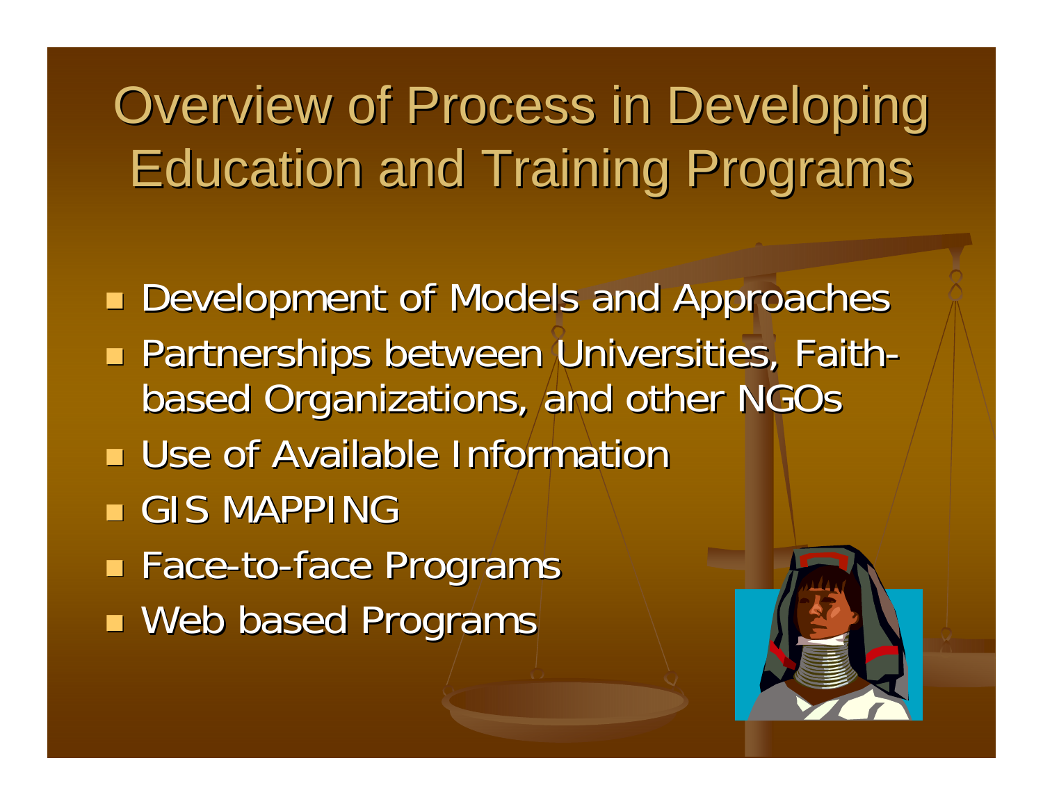# Overview of Process in Developing Education and Training Programs

- Development of Models and Approaches
- Partnerships between Universities, Faith-based Organizations, and other NGOs
- Use of Available Information
- GIS MAPPING
- Face-to-face Programs
- Web based Programs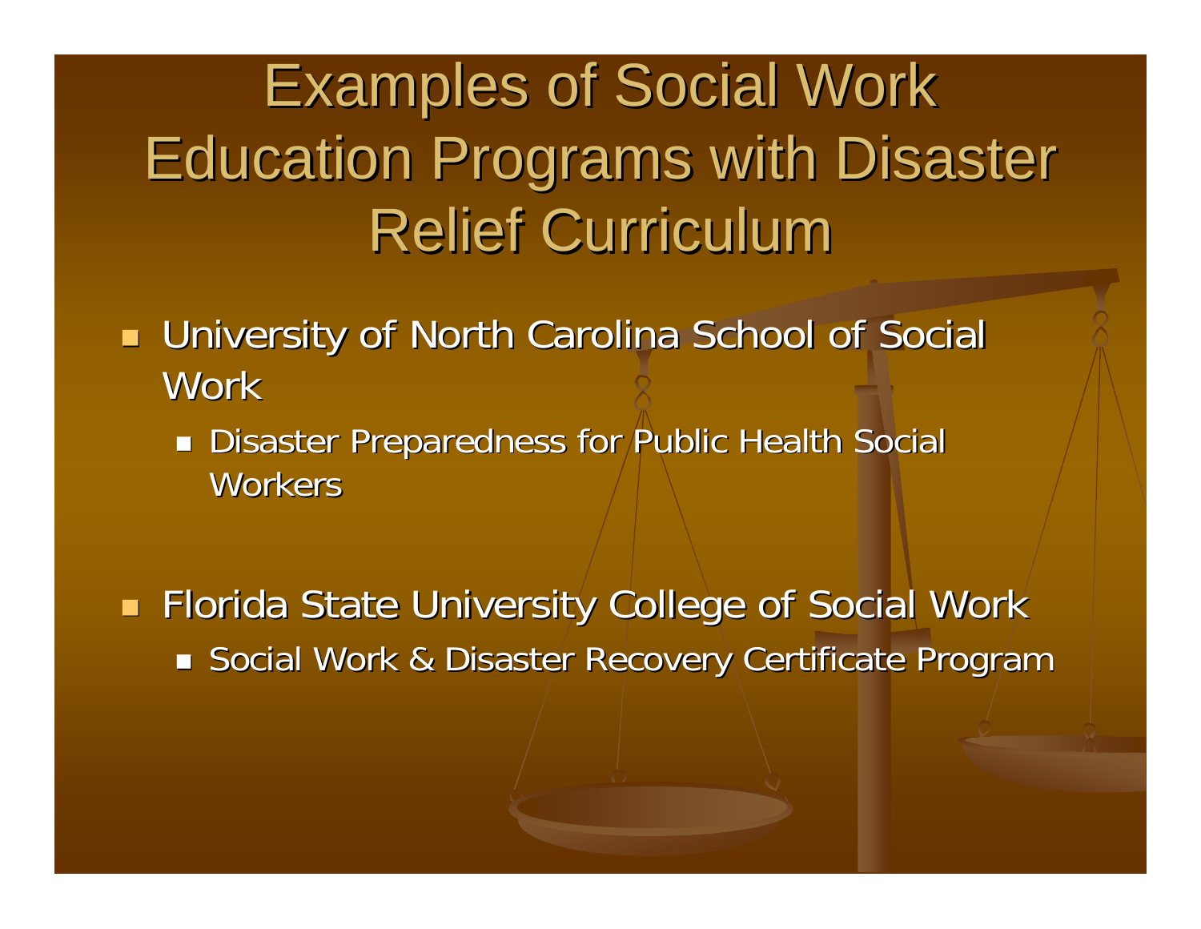# Examples of Social Work Education Programs with Disaster Relief Curriculum

- University of North Carolina School of Social Work
  - Disaster Preparedness for Public Health Social Workers
- Florida State University College of Social Work
  - Social Work & Disaster Recovery Certificate Program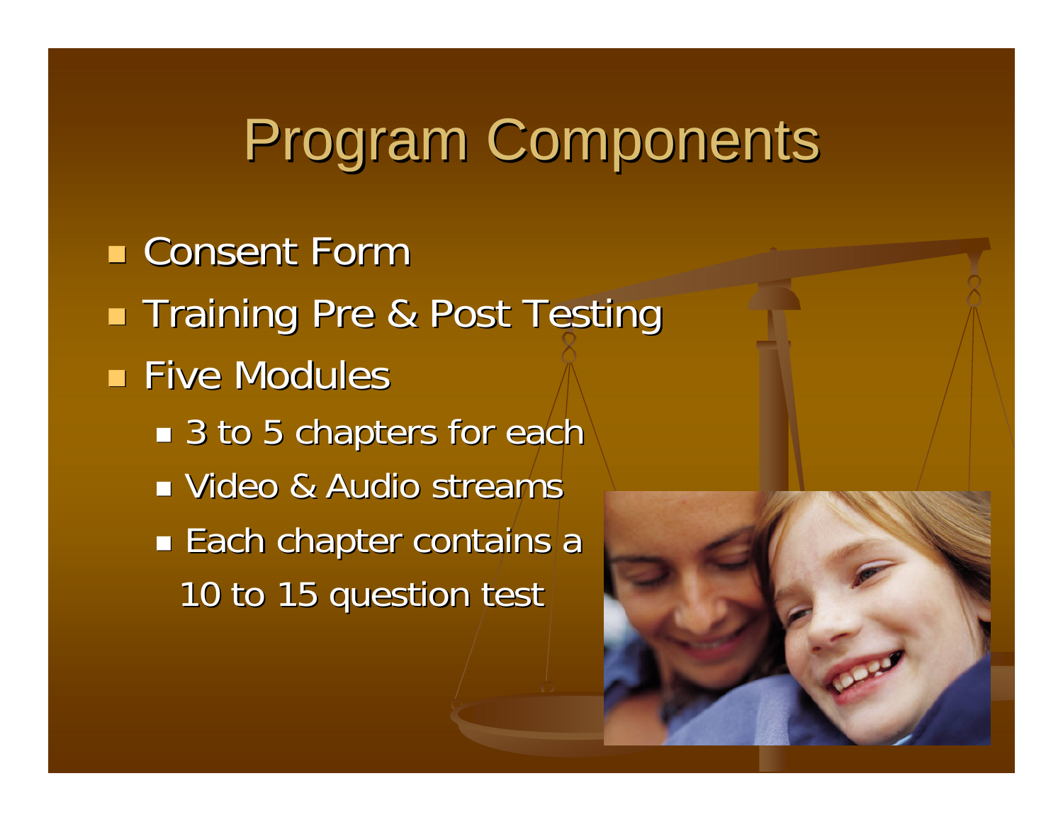# Program Components

- Consent Form
- Training Pre & Post Testing
- Five Modules
  - 3 to 5 chapters for each
  - Video & Audio streams
  - Each chapter contains a 10 to 15 question test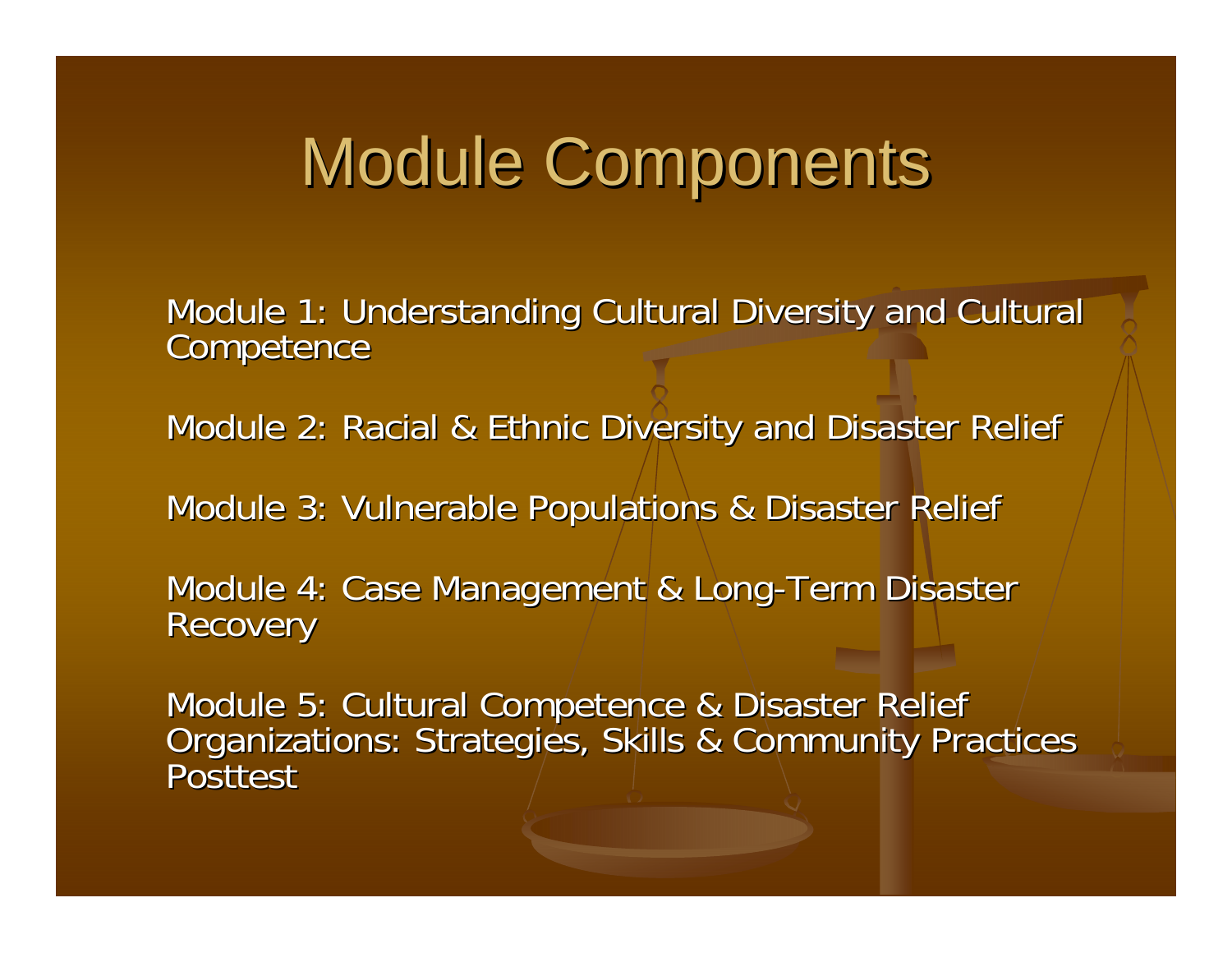# Module Components

Module 1: Understanding Cultural Diversity and Cultural Competence

Module 2: Racial & Ethnic Diversity and Disaster Relief

Module 3: Vulnerable Populations & Disaster Relief

Module 4: Case Management & Long-Term Disaster Recovery

Module 5: Cultural Competence & Disaster Relief Organizations: Strategies, Skills & Community Practices
Posttest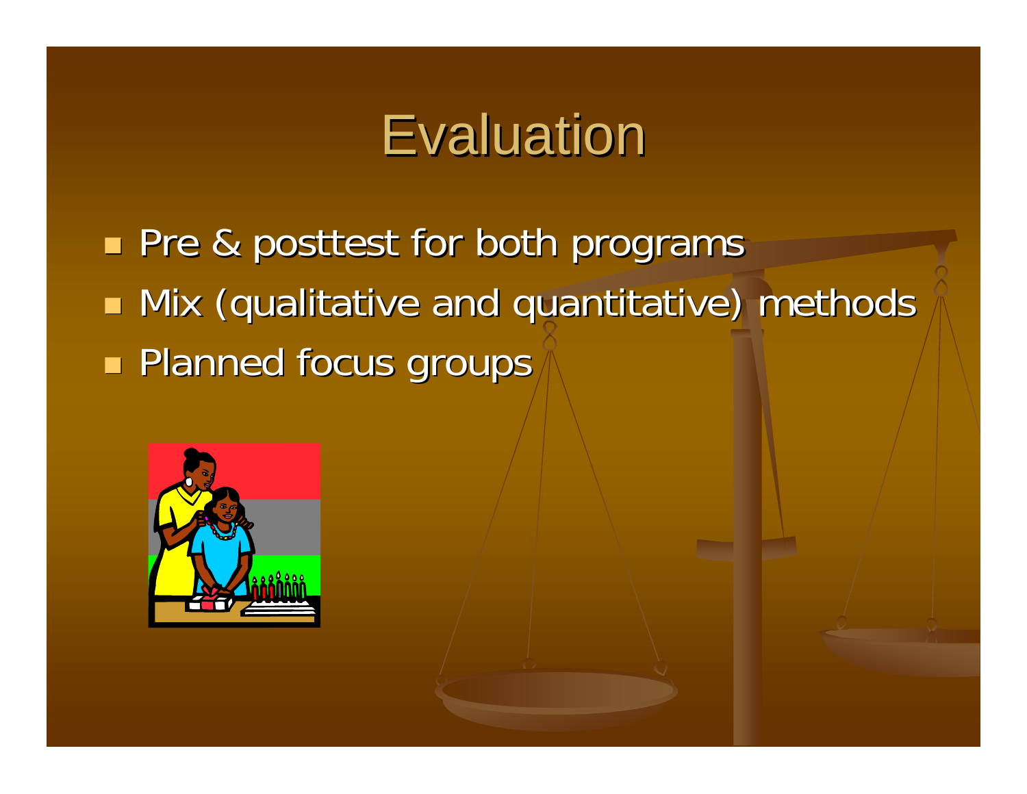# Evaluation

- Pre & posttest for both programs
- Mix (qualitative and quantitative) methods
- Planned focus groups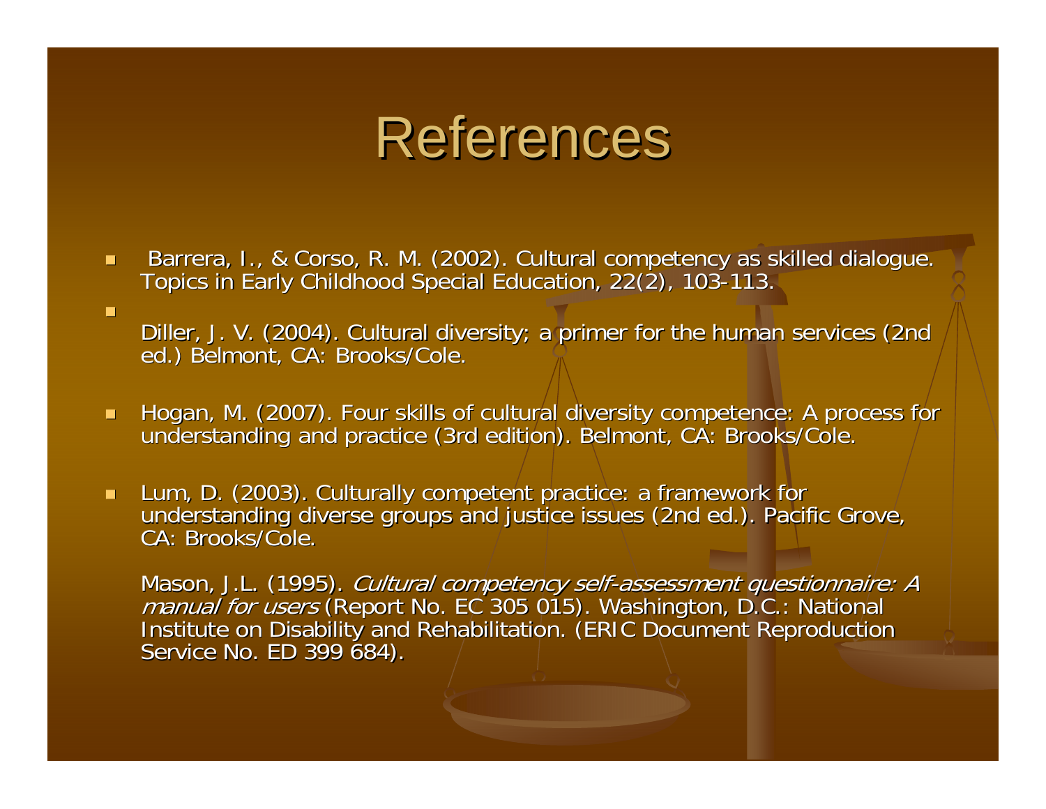# References

- Barrera, I., & Corso, R. M. (2002). Cultural competency as skilled dialogue. Topics in Early Childhood Special Education, 22(2), 103-113.
- Diller, J. V. (2004). Cultural diversity; a primer for the human services (2nd ed.) Belmont, CA: Brooks/Cole.
- Hogan, M. (2007). Four skills of cultural diversity competence: A process for understanding and practice (3rd edition). Belmont, CA: Brooks/Cole.
- Lum, D. (2003). Culturally competent practice: a framework for understanding diverse groups and justice issues (2nd ed.). Pacific Grove, CA: Brooks/Cole.

  Mason, J.L. (1995). *Cultural competency self-assessment questionnaire: A manual for users* (Report No. EC 305 015). Washington, D.C.: National Institute on Disability and Rehabilitation. (ERIC Document Reproduction Service No. ED 399 684).